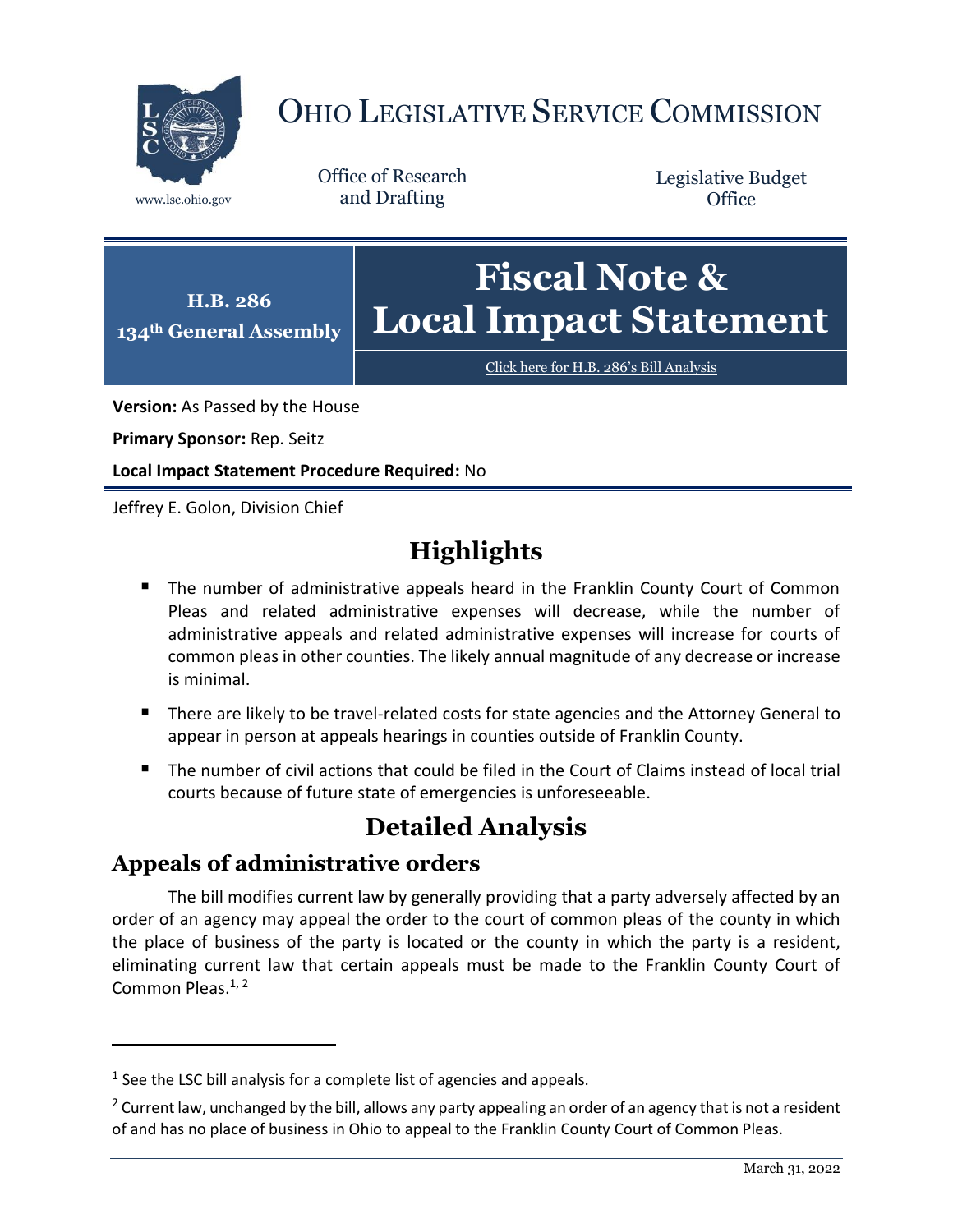# OHIO LEGISLATIVE SERVICE COMMISSION

www.lsc.ohio.gov

Office of Research and Drafting

Legislative Budget Office

**H.B. 286**
**134th General Assembly**

# Fiscal Note & Local Impact Statement

Click here for H.B. 286's Bill Analysis

**Version:** As Passed by the House

**Primary Sponsor:** Rep. Seitz

**Local Impact Statement Procedure Required:** No

Jeffrey E. Golon, Division Chief

## Highlights

- The number of administrative appeals heard in the Franklin County Court of Common Pleas and related administrative expenses will decrease, while the number of administrative appeals and related administrative expenses will increase for courts of common pleas in other counties. The likely annual magnitude of any decrease or increase is minimal.
- There are likely to be travel-related costs for state agencies and the Attorney General to appear in person at appeals hearings in counties outside of Franklin County.
- The number of civil actions that could be filed in the Court of Claims instead of local trial courts because of future state of emergencies is unforeseeable.

## Detailed Analysis

### Appeals of administrative orders

The bill modifies current law by generally providing that a party adversely affected by an order of an agency may appeal the order to the court of common pleas of the county in which the place of business of the party is located or the county in which the party is a resident, eliminating current law that certain appeals must be made to the Franklin County Court of Common Pleas.[1, 2]

[1] See the LSC bill analysis for a complete list of agencies and appeals.

[2] Current law, unchanged by the bill, allows any party appealing an order of an agency that is not a resident of and has no place of business in Ohio to appeal to the Franklin County Court of Common Pleas.

March 31, 2022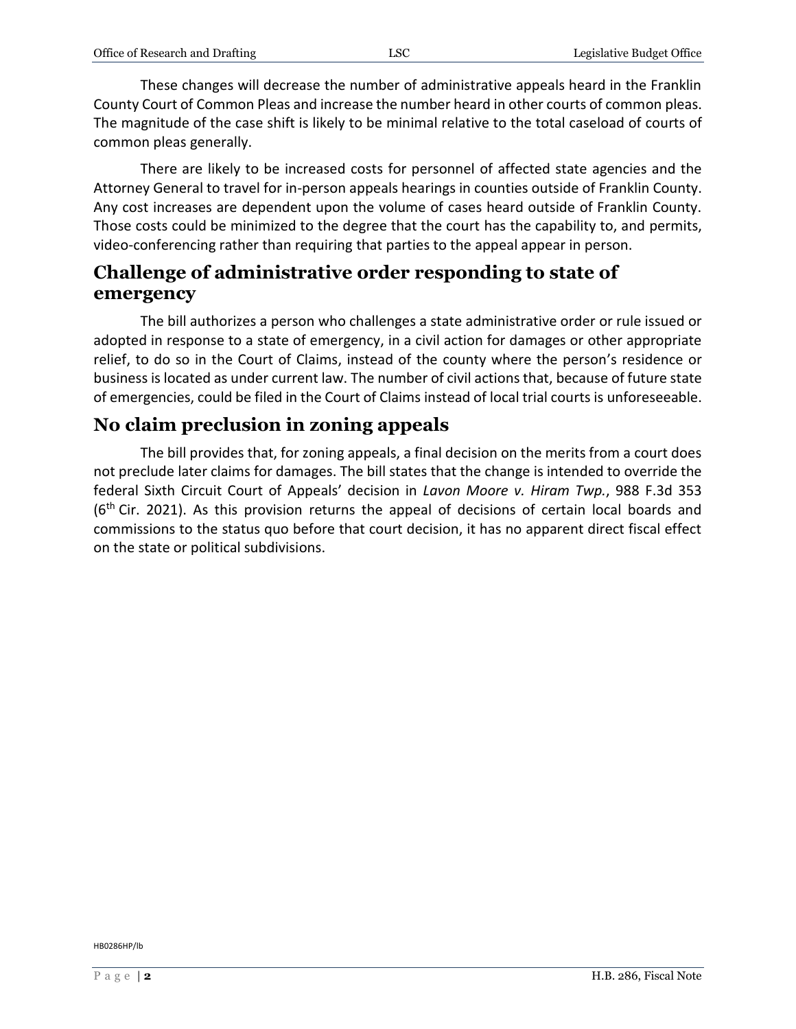These changes will decrease the number of administrative appeals heard in the Franklin County Court of Common Pleas and increase the number heard in other courts of common pleas. The magnitude of the case shift is likely to be minimal relative to the total caseload of courts of common pleas generally.

There are likely to be increased costs for personnel of affected state agencies and the Attorney General to travel for in-person appeals hearings in counties outside of Franklin County. Any cost increases are dependent upon the volume of cases heard outside of Franklin County. Those costs could be minimized to the degree that the court has the capability to, and permits, video-conferencing rather than requiring that parties to the appeal appear in person.

## Challenge of administrative order responding to state of emergency

The bill authorizes a person who challenges a state administrative order or rule issued or adopted in response to a state of emergency, in a civil action for damages or other appropriate relief, to do so in the Court of Claims, instead of the county where the person's residence or business is located as under current law. The number of civil actions that, because of future state of emergencies, could be filed in the Court of Claims instead of local trial courts is unforeseeable.

## No claim preclusion in zoning appeals

The bill provides that, for zoning appeals, a final decision on the merits from a court does not preclude later claims for damages. The bill states that the change is intended to override the federal Sixth Circuit Court of Appeals' decision in *Lavon Moore v. Hiram Twp.*, 988 F.3d 353 (6th Cir. 2021). As this provision returns the appeal of decisions of certain local boards and commissions to the status quo before that court decision, it has no apparent direct fiscal effect on the state or political subdivisions.

HB0286HP/lb